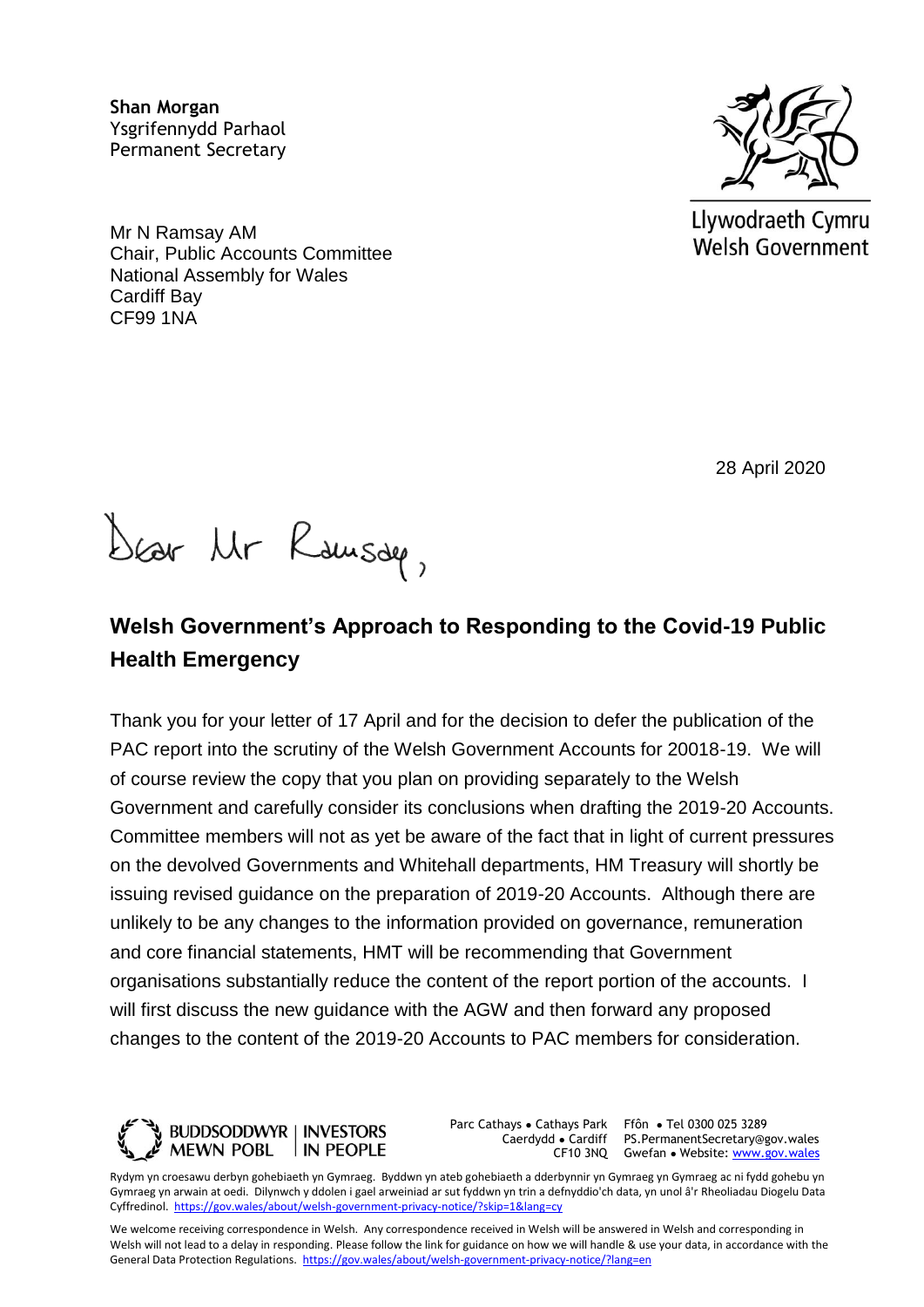**Shan Morgan**
Ysgrifennydd Parhaol
Permanent Secretary

Llywodraeth Cymru
Welsh Government

Mr N Ramsay AM
Chair, Public Accounts Committee
National Assembly for Wales
Cardiff Bay
CF99 1NA

28 April 2020

Dear Mr Ramsay,

## Welsh Government's Approach to Responding to the Covid-19 Public Health Emergency

Thank you for your letter of 17 April and for the decision to defer the publication of the PAC report into the scrutiny of the Welsh Government Accounts for 20018-19. We will of course review the copy that you plan on providing separately to the Welsh Government and carefully consider its conclusions when drafting the 2019-20 Accounts. Committee members will not as yet be aware of the fact that in light of current pressures on the devolved Governments and Whitehall departments, HM Treasury will shortly be issuing revised guidance on the preparation of 2019-20 Accounts. Although there are unlikely to be any changes to the information provided on governance, remuneration and core financial statements, HMT will be recommending that Government organisations substantially reduce the content of the report portion of the accounts. I will first discuss the new guidance with the AGW and then forward any proposed changes to the content of the 2019-20 Accounts to PAC members for consideration.

BUDDSODDWYR MEWN POBL | INVESTORS IN PEOPLE

Parc Cathays • Cathays Park
Caerdydd • Cardiff
CF10 3NQ

Ffôn • Tel 0300 025 3289
PS.PermanentSecretary@gov.wales
Gwefan • Website: www.gov.wales

Rydym yn croesawu derbyn gohebiaeth yn Gymraeg. Byddwn yn ateb gohebiaeth a dderbynnir yn Gymraeg yn Gymraeg ac ni fydd gohebu yn Gymraeg yn arwain at oedi. Dilynwch y ddolen i gael arweiniad ar sut fyddwn yn trin a defnyddio'ch data, yn unol â'r Rheoliadau Diogelu Data Cyffredinol. https://gov.wales/about/welsh-government-privacy-notice/?skip=1&lang=cy

We welcome receiving correspondence in Welsh. Any correspondence received in Welsh will be answered in Welsh and corresponding in Welsh will not lead to a delay in responding. Please follow the link for guidance on how we will handle & use your data, in accordance with the General Data Protection Regulations. https://gov.wales/about/welsh-government-privacy-notice/?lang=en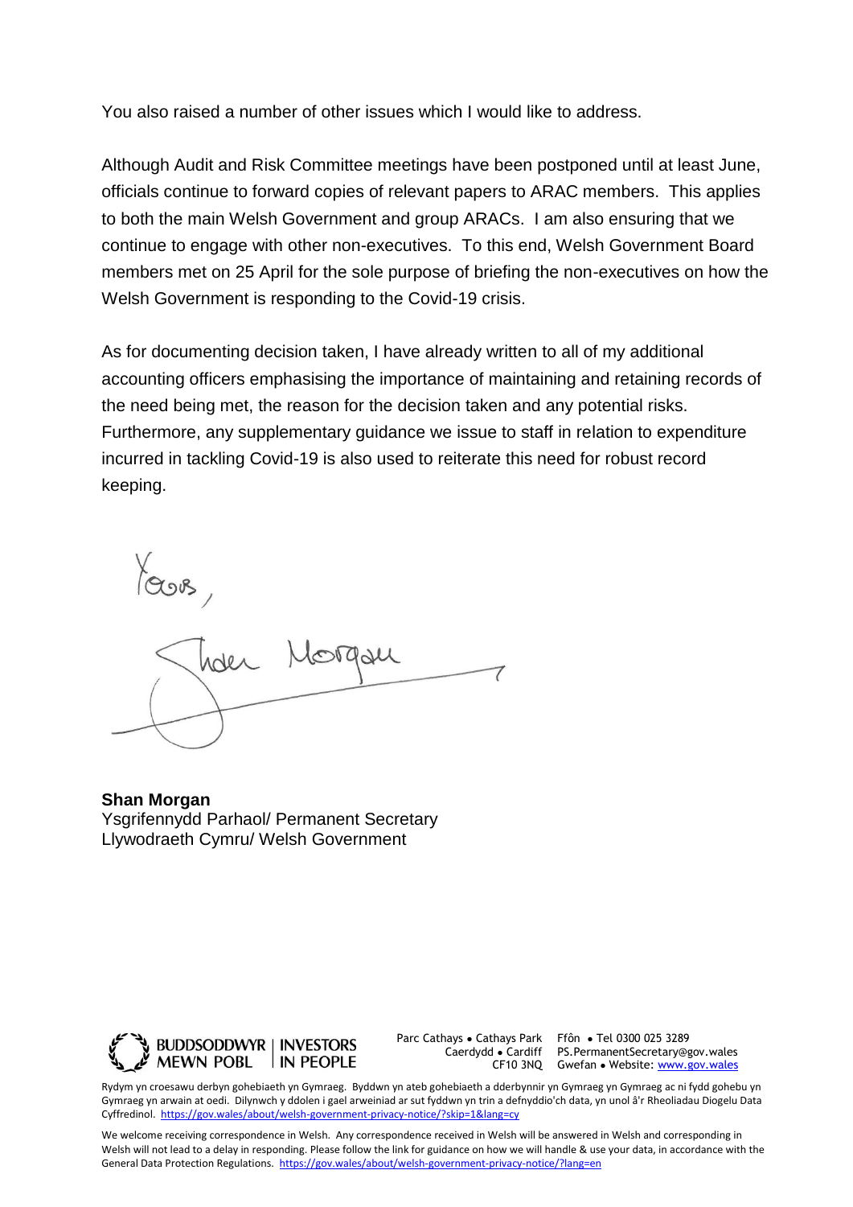You also raised a number of other issues which I would like to address.

Although Audit and Risk Committee meetings have been postponed until at least June, officials continue to forward copies of relevant papers to ARAC members. This applies to both the main Welsh Government and group ARACs. I am also ensuring that we continue to engage with other non-executives. To this end, Welsh Government Board members met on 25 April for the sole purpose of briefing the non-executives on how the Welsh Government is responding to the Covid-19 crisis.

As for documenting decision taken, I have already written to all of my additional accounting officers emphasising the importance of maintaining and retaining records of the need being met, the reason for the decision taken and any potential risks. Furthermore, any supplementary guidance we issue to staff in relation to expenditure incurred in tackling Covid-19 is also used to reiterate this need for robust record keeping.

Yours,

Shan Morgan

**Shan Morgan**
Ysgrifennydd Parhaol/ Permanent Secretary
Llywodraeth Cymru/ Welsh Government

BUDDSODDWYR MEWN POBL | INVESTORS IN PEOPLE

Parc Cathays • Cathays Park
Caerdydd • Cardiff
CF10 3NQ

Ffôn • Tel 0300 025 3289
PS.PermanentSecretary@gov.wales
Gwefan • Website: www.gov.wales

Rydym yn croesawu derbyn gohebiaeth yn Gymraeg. Byddwn yn ateb gohebiaeth a dderbynnir yn Gymraeg yn Gymraeg ac ni fydd gohebu yn Gymraeg yn arwain at oedi. Dilynwch y ddolen i gael arweiniad ar sut fyddwn yn trin a defnyddio'ch data, yn unol â'r Rheoliadau Diogelu Data Cyffredinol. https://gov.wales/about/welsh-government-privacy-notice/?skip=1&lang=cy

We welcome receiving correspondence in Welsh. Any correspondence received in Welsh will be answered in Welsh and corresponding in Welsh will not lead to a delay in responding. Please follow the link for guidance on how we will handle & use your data, in accordance with the General Data Protection Regulations. https://gov.wales/about/welsh-government-privacy-notice/?lang=en